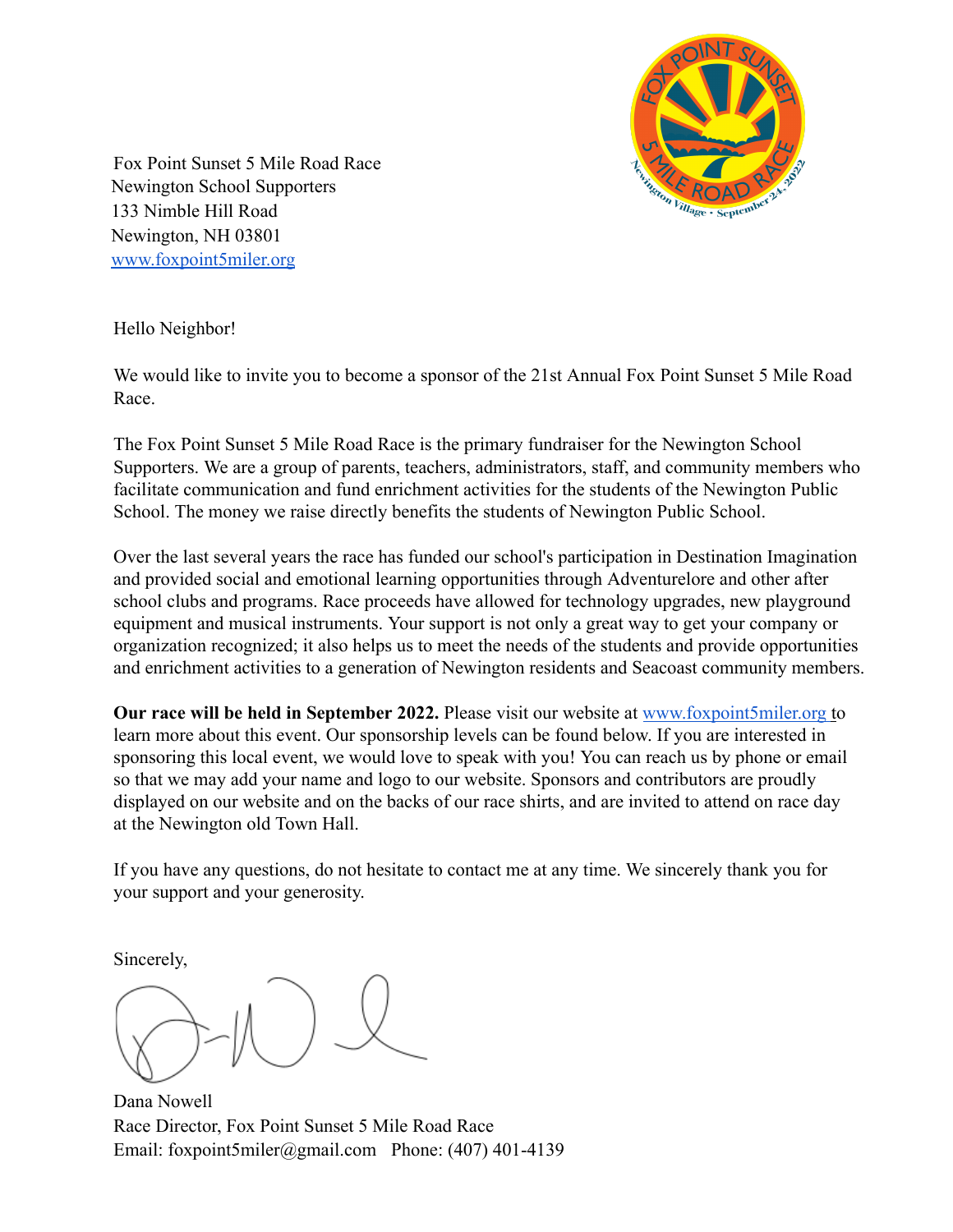Fox Point Sunset 5 Mile Road Race
Newington School Supporters
133 Nimble Hill Road
Newington, NH 03801
www.foxpoint5miler.org

Hello Neighbor!

We would like to invite you to become a sponsor of the 21st Annual Fox Point Sunset 5 Mile Road Race.

The Fox Point Sunset 5 Mile Road Race is the primary fundraiser for the Newington School Supporters. We are a group of parents, teachers, administrators, staff, and community members who facilitate communication and fund enrichment activities for the students of the Newington Public School. The money we raise directly benefits the students of Newington Public School.

Over the last several years the race has funded our school's participation in Destination Imagination and provided social and emotional learning opportunities through Adventurelore and other after school clubs and programs. Race proceeds have allowed for technology upgrades, new playground equipment and musical instruments. Your support is not only a great way to get your company or organization recognized; it also helps us to meet the needs of the students and provide opportunities and enrichment activities to a generation of Newington residents and Seacoast community members.

**Our race will be held in September 2022.** Please visit our website at www.foxpoint5miler.org to learn more about this event. Our sponsorship levels can be found below. If you are interested in sponsoring this local event, we would love to speak with you! You can reach us by phone or email so that we may add your name and logo to our website. Sponsors and contributors are proudly displayed on our website and on the backs of our race shirts, and are invited to attend on race day at the Newington old Town Hall.

If you have any questions, do not hesitate to contact me at any time. We sincerely thank you for your support and your generosity.

Sincerely,

Dana Nowell
Race Director, Fox Point Sunset 5 Mile Road Race
Email: foxpoint5miler@gmail.com Phone: (407) 401-4139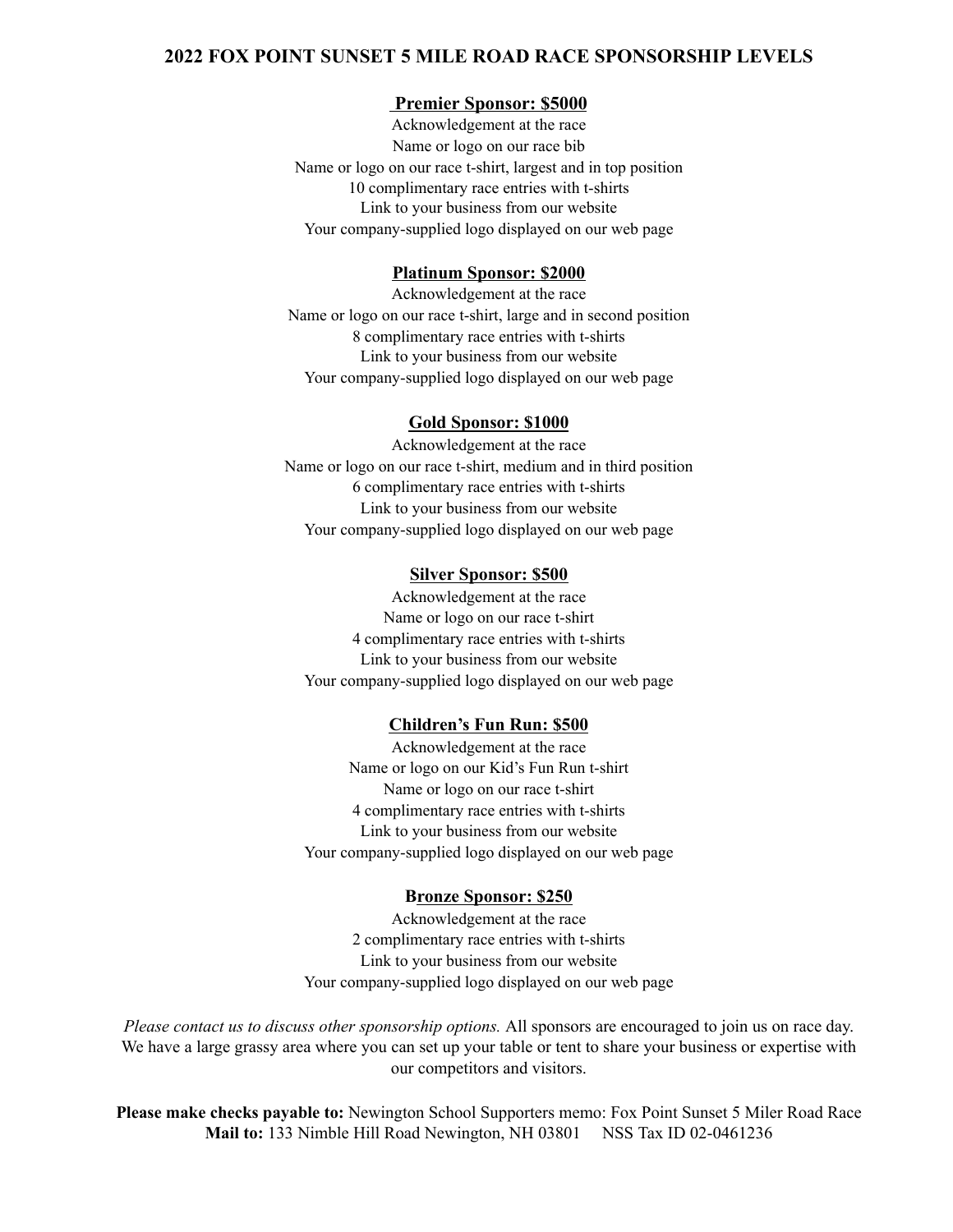## 2022 FOX POINT SUNSET 5 MILE ROAD RACE SPONSORSHIP LEVELS

### Premier Sponsor: $5000

Acknowledgement at the race
Name or logo on our race bib
Name or logo on our race t-shirt, largest and in top position
10 complimentary race entries with t-shirts
Link to your business from our website
Your company-supplied logo displayed on our web page

### Platinum Sponsor: $2000

Acknowledgement at the race
Name or logo on our race t-shirt, large and in second position
8 complimentary race entries with t-shirts
Link to your business from our website
Your company-supplied logo displayed on our web page

### Gold Sponsor: $1000

Acknowledgement at the race
Name or logo on our race t-shirt, medium and in third position
6 complimentary race entries with t-shirts
Link to your business from our website
Your company-supplied logo displayed on our web page

### Silver Sponsor: $500

Acknowledgement at the race
Name or logo on our race t-shirt
4 complimentary race entries with t-shirts
Link to your business from our website
Your company-supplied logo displayed on our web page

### Children's Fun Run: $500

Acknowledgement at the race
Name or logo on our Kid's Fun Run t-shirt
Name or logo on our race t-shirt
4 complimentary race entries with t-shirts
Link to your business from our website
Your company-supplied logo displayed on our web page

### Bronze Sponsor: $250

Acknowledgement at the race
2 complimentary race entries with t-shirts
Link to your business from our website
Your company-supplied logo displayed on our web page

*Please contact us to discuss other sponsorship options.* All sponsors are encouraged to join us on race day. We have a large grassy area where you can set up your table or tent to share your business or expertise with our competitors and visitors.

**Please make checks payable to:** Newington School Supporters memo: Fox Point Sunset 5 Miler Road Race
**Mail to:** 133 Nimble Hill Road Newington, NH 03801 NSS Tax ID 02-0461236